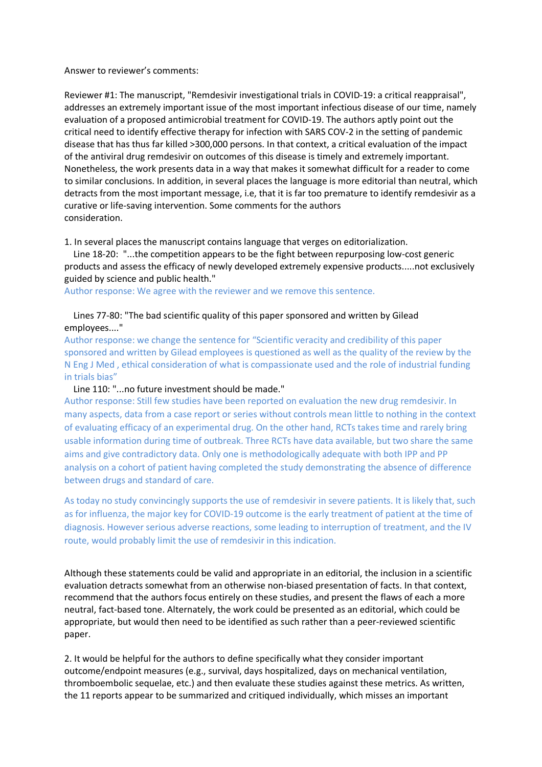Answer to reviewer's comments:

Reviewer #1: The manuscript, "Remdesivir investigational trials in COVID-19: a critical reappraisal", addresses an extremely important issue of the most important infectious disease of our time, namely evaluation of a proposed antimicrobial treatment for COVID-19. The authors aptly point out the critical need to identify effective therapy for infection with SARS COV-2 in the setting of pandemic disease that has thus far killed >300,000 persons. In that context, a critical evaluation of the impact of the antiviral drug remdesivir on outcomes of this disease is timely and extremely important. Nonetheless, the work presents data in a way that makes it somewhat difficult for a reader to come to similar conclusions. In addition, in several places the language is more editorial than neutral, which detracts from the most important message, i.e, that it is far too premature to identify remdesivir as a curative or life-saving intervention. Some comments for the authors consideration.

1. In several places the manuscript contains language that verges on editorialization.

Line 18-20: "...the competition appears to be the fight between repurposing low-cost generic products and assess the efficacy of newly developed extremely expensive products.....not exclusively guided by science and public health."

Author response: We agree with the reviewer and we remove this sentence.

Lines 77-80: "The bad scientific quality of this paper sponsored and written by Gilead employees...."

Author response: we change the sentence for "Scientific veracity and credibility of this paper sponsored and written by Gilead employees is questioned as well as the quality of the review by the N Eng J Med , ethical consideration of what is compassionate used and the role of industrial funding in trials bias"

Line 110: "...no future investment should be made."

Author response: Still few studies have been reported on evaluation the new drug remdesivir. In many aspects, data from a case report or series without controls mean little to nothing in the context of evaluating efficacy of an experimental drug. On the other hand, RCTs takes time and rarely bring usable information during time of outbreak. Three RCTs have data available, but two share the same aims and give contradictory data. Only one is methodologically adequate with both IPP and PP analysis on a cohort of patient having completed the study demonstrating the absence of difference between drugs and standard of care.

As today no study convincingly supports the use of remdesivir in severe patients. It is likely that, such as for influenza, the major key for COVID-19 outcome is the early treatment of patient at the time of diagnosis. However serious adverse reactions, some leading to interruption of treatment, and the IV route, would probably limit the use of remdesivir in this indication.

Although these statements could be valid and appropriate in an editorial, the inclusion in a scientific evaluation detracts somewhat from an otherwise non-biased presentation of facts. In that context, recommend that the authors focus entirely on these studies, and present the flaws of each a more neutral, fact-based tone. Alternately, the work could be presented as an editorial, which could be appropriate, but would then need to be identified as such rather than a peer-reviewed scientific paper.

2. It would be helpful for the authors to define specifically what they consider important outcome/endpoint measures (e.g., survival, days hospitalized, days on mechanical ventilation, thromboembolic sequelae, etc.) and then evaluate these studies against these metrics. As written, the 11 reports appear to be summarized and critiqued individually, which misses an important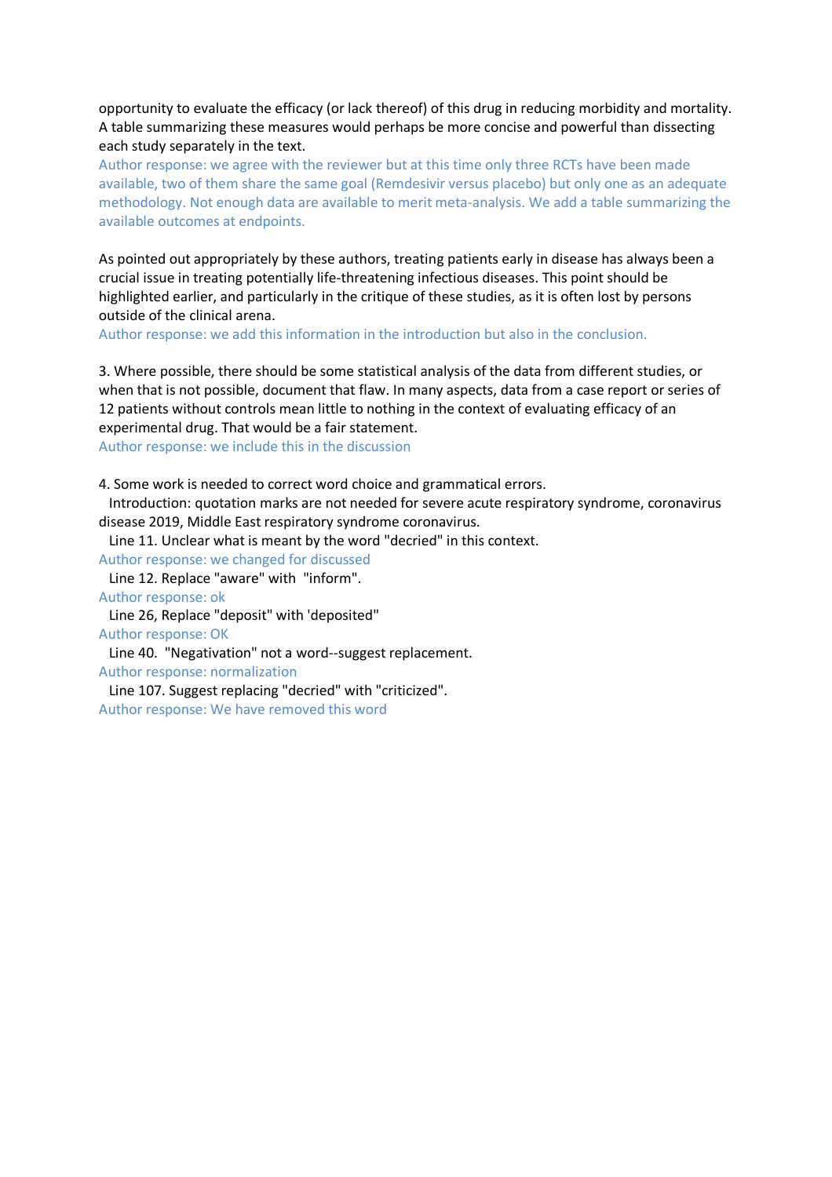opportunity to evaluate the efficacy (or lack thereof) of this drug in reducing morbidity and mortality. A table summarizing these measures would perhaps be more concise and powerful than dissecting each study separately in the text.

Author response: we agree with the reviewer but at this time only three RCTs have been made available, two of them share the same goal (Remdesivir versus placebo) but only one as an adequate methodology. Not enough data are available to merit meta-analysis. We add a table summarizing the available outcomes at endpoints.

As pointed out appropriately by these authors, treating patients early in disease has always been a crucial issue in treating potentially life-threatening infectious diseases. This point should be highlighted earlier, and particularly in the critique of these studies, as it is often lost by persons outside of the clinical arena.

Author response: we add this information in the introduction but also in the conclusion.

3. Where possible, there should be some statistical analysis of the data from different studies, or when that is not possible, document that flaw. In many aspects, data from a case report or series of 12 patients without controls mean little to nothing in the context of evaluating efficacy of an experimental drug. That would be a fair statement.

Author response: we include this in the discussion

4. Some work is needed to correct word choice and grammatical errors.

Introduction: quotation marks are not needed for severe acute respiratory syndrome, coronavirus disease 2019, Middle East respiratory syndrome coronavirus.

Line 11. Unclear what is meant by the word "decried" in this context.

Author response: we changed for discussed

Line 12. Replace "aware" with "inform".

Author response: ok

Line 26, Replace "deposit" with 'deposited"

Author response: OK

Line 40. "Negativation" not a word--suggest replacement.

Author response: normalization

Line 107. Suggest replacing "decried" with "criticized".

Author response: We have removed this word